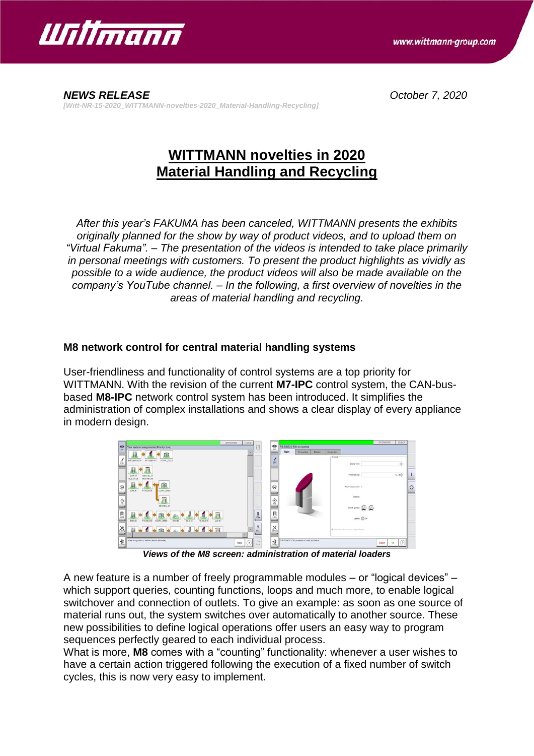*NEWS RELEASE* *October 7, 2020*

*[Witt-NR-15-2020_WITTMANN-novelties-2020_Material-Handling-Recycling]*

# WITTMANN novelties in 2020 Material Handling and Recycling

*After this year's FAKUMA has been canceled, WITTMANN presents the exhibits originally planned for the show by way of product videos, and to upload them on "Virtual Fakuma". – The presentation of the videos is intended to take place primarily in personal meetings with customers. To present the product highlights as vividly as possible to a wide audience, the product videos will also be made available on the company's YouTube channel. – In the following, a first overview of novelties in the areas of material handling and recycling.*

## M8 network control for central material handling systems

User-friendliness and functionality of control systems are a top priority for WITTMANN. With the revision of the current **M7-IPC** control system, the CAN-bus-based **M8-IPC** network control system has been introduced. It simplifies the administration of complex installations and shows a clear display of every appliance in modern design.

***Views of the M8 screen: administration of material loaders***

A new feature is a number of freely programmable modules – or "logical devices" – which support queries, counting functions, loops and much more, to enable logical switchover and connection of outlets. To give an example: as soon as one source of material runs out, the system switches over automatically to another source. These new possibilities to define logical operations offer users an easy way to program sequences perfectly geared to each individual process.
What is more, **M8** comes with a "counting" functionality: whenever a user wishes to have a certain action triggered following the execution of a fixed number of switch cycles, this is now very easy to implement.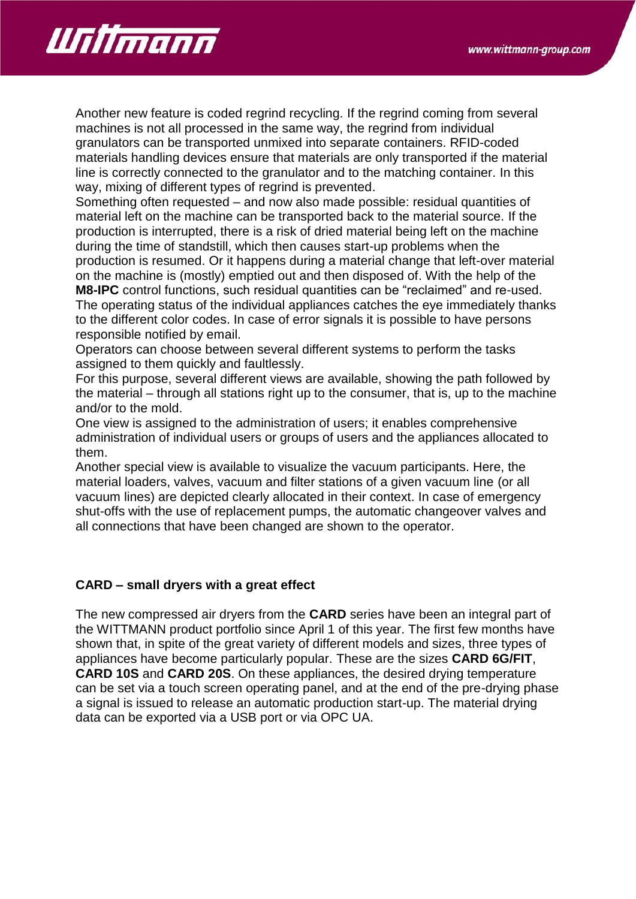Another new feature is coded regrind recycling. If the regrind coming from several machines is not all processed in the same way, the regrind from individual granulators can be transported unmixed into separate containers. RFID-coded materials handling devices ensure that materials are only transported if the material line is correctly connected to the granulator and to the matching container. In this way, mixing of different types of regrind is prevented.

Something often requested – and now also made possible: residual quantities of material left on the machine can be transported back to the material source. If the production is interrupted, there is a risk of dried material being left on the machine during the time of standstill, which then causes start-up problems when the production is resumed. Or it happens during a material change that left-over material on the machine is (mostly) emptied out and then disposed of. With the help of the **M8-IPC** control functions, such residual quantities can be "reclaimed" and re-used.

The operating status of the individual appliances catches the eye immediately thanks to the different color codes. In case of error signals it is possible to have persons responsible notified by email.

Operators can choose between several different systems to perform the tasks assigned to them quickly and faultlessly.

For this purpose, several different views are available, showing the path followed by the material – through all stations right up to the consumer, that is, up to the machine and/or to the mold.

One view is assigned to the administration of users; it enables comprehensive administration of individual users or groups of users and the appliances allocated to them.

Another special view is available to visualize the vacuum participants. Here, the material loaders, valves, vacuum and filter stations of a given vacuum line (or all vacuum lines) are depicted clearly allocated in their context. In case of emergency shut-offs with the use of replacement pumps, the automatic changeover valves and all connections that have been changed are shown to the operator.

## CARD – small dryers with a great effect

The new compressed air dryers from the **CARD** series have been an integral part of the WITTMANN product portfolio since April 1 of this year. The first few months have shown that, in spite of the great variety of different models and sizes, three types of appliances have become particularly popular. These are the sizes **CARD 6G/FIT**, **CARD 10S** and **CARD 20S**. On these appliances, the desired drying temperature can be set via a touch screen operating panel, and at the end of the pre-drying phase a signal is issued to release an automatic production start-up. The material drying data can be exported via a USB port or via OPC UA.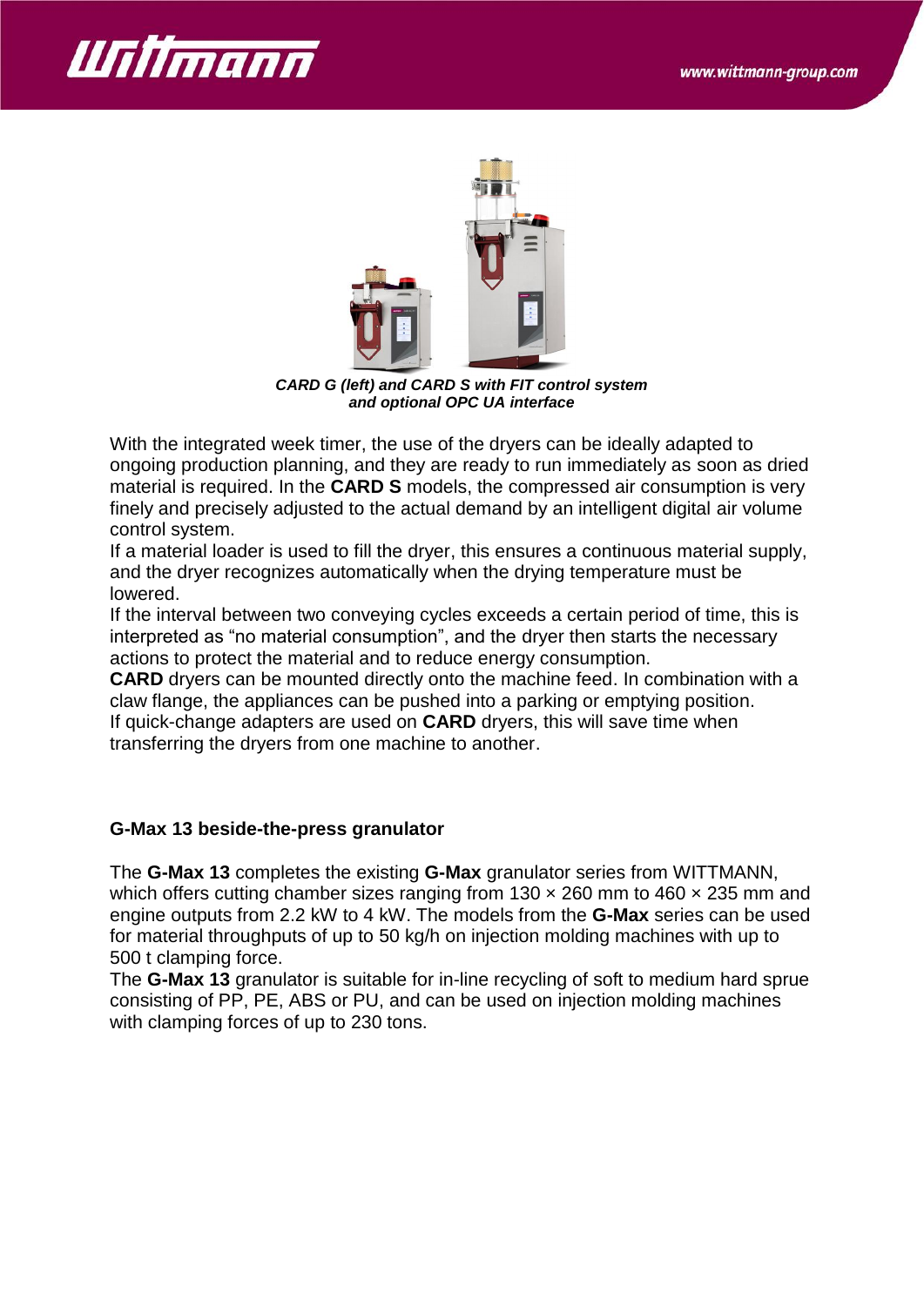*CARD G (left) and CARD S with FIT control system and optional OPC UA interface*

With the integrated week timer, the use of the dryers can be ideally adapted to ongoing production planning, and they are ready to run immediately as soon as dried material is required. In the **CARD S** models, the compressed air consumption is very finely and precisely adjusted to the actual demand by an intelligent digital air volume control system.

If a material loader is used to fill the dryer, this ensures a continuous material supply, and the dryer recognizes automatically when the drying temperature must be lowered.

If the interval between two conveying cycles exceeds a certain period of time, this is interpreted as “no material consumption”, and the dryer then starts the necessary actions to protect the material and to reduce energy consumption.

**CARD** dryers can be mounted directly onto the machine feed. In combination with a claw flange, the appliances can be pushed into a parking or emptying position.

If quick-change adapters are used on **CARD** dryers, this will save time when transferring the dryers from one machine to another.

**G-Max 13 beside-the-press granulator**

The **G-Max 13** completes the existing **G-Max** granulator series from WITTMANN, which offers cutting chamber sizes ranging from 130 × 260 mm to 460 × 235 mm and engine outputs from 2.2 kW to 4 kW. The models from the **G-Max** series can be used for material throughputs of up to 50 kg/h on injection molding machines with up to 500 t clamping force.

The **G-Max 13** granulator is suitable for in-line recycling of soft to medium hard sprue consisting of PP, PE, ABS or PU, and can be used on injection molding machines with clamping forces of up to 230 tons.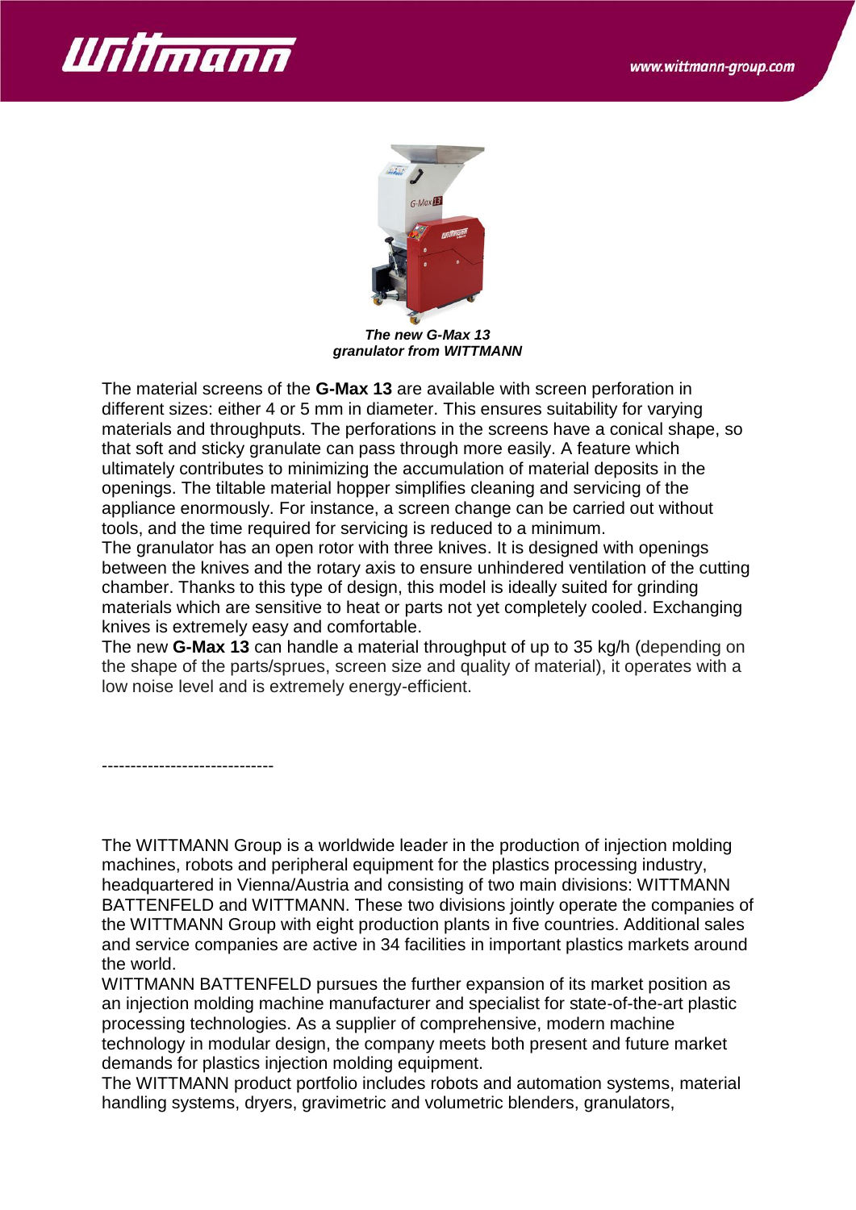***The new G-Max 13 granulator from WITTMANN***

The material screens of the **G-Max 13** are available with screen perforation in different sizes: either 4 or 5 mm in diameter. This ensures suitability for varying materials and throughputs. The perforations in the screens have a conical shape, so that soft and sticky granulate can pass through more easily. A feature which ultimately contributes to minimizing the accumulation of material deposits in the openings. The tiltable material hopper simplifies cleaning and servicing of the appliance enormously. For instance, a screen change can be carried out without tools, and the time required for servicing is reduced to a minimum.
The granulator has an open rotor with three knives. It is designed with openings between the knives and the rotary axis to ensure unhindered ventilation of the cutting chamber. Thanks to this type of design, this model is ideally suited for grinding materials which are sensitive to heat or parts not yet completely cooled. Exchanging knives is extremely easy and comfortable.
The new **G-Max 13** can handle a material throughput of up to 35 kg/h (depending on the shape of the parts/sprues, screen size and quality of material), it operates with a low noise level and is extremely energy-efficient.

------------------------------

The WITTMANN Group is a worldwide leader in the production of injection molding machines, robots and peripheral equipment for the plastics processing industry, headquartered in Vienna/Austria and consisting of two main divisions: WITTMANN BATTENFELD and WITTMANN. These two divisions jointly operate the companies of the WITTMANN Group with eight production plants in five countries. Additional sales and service companies are active in 34 facilities in important plastics markets around the world.
WITTMANN BATTENFELD pursues the further expansion of its market position as an injection molding machine manufacturer and specialist for state-of-the-art plastic processing technologies. As a supplier of comprehensive, modern machine technology in modular design, the company meets both present and future market demands for plastics injection molding equipment.
The WITTMANN product portfolio includes robots and automation systems, material handling systems, dryers, gravimetric and volumetric blenders, granulators,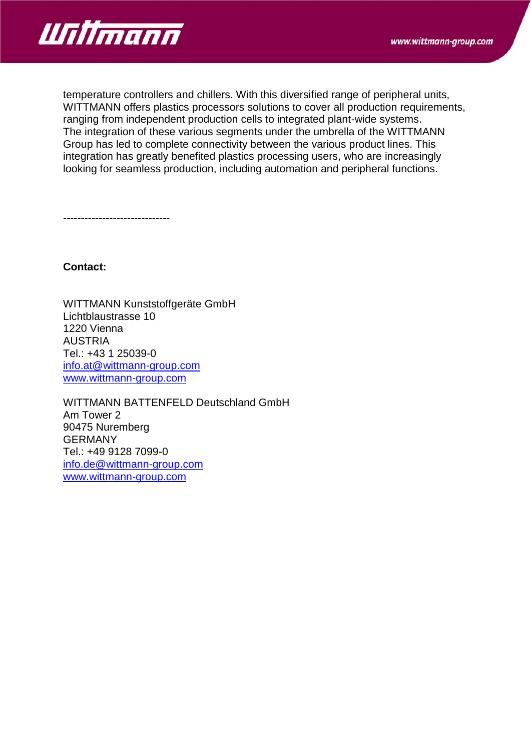temperature controllers and chillers. With this diversified range of peripheral units, WITTMANN offers plastics processors solutions to cover all production requirements, ranging from independent production cells to integrated plant-wide systems.
The integration of these various segments under the umbrella of the WITTMANN Group has led to complete connectivity between the various product lines. This integration has greatly benefited plastics processing users, who are increasingly looking for seamless production, including automation and peripheral functions.

------------------------------

**Contact:**

WITTMANN Kunststoffgeräte GmbH
Lichtblaustrasse 10
1220 Vienna
AUSTRIA
Tel.: +43 1 25039-0
info.at@wittmann-group.com
www.wittmann-group.com

WITTMANN BATTENFELD Deutschland GmbH
Am Tower 2
90475 Nuremberg
GERMANY
Tel.: +49 9128 7099-0
info.de@wittmann-group.com
www.wittmann-group.com